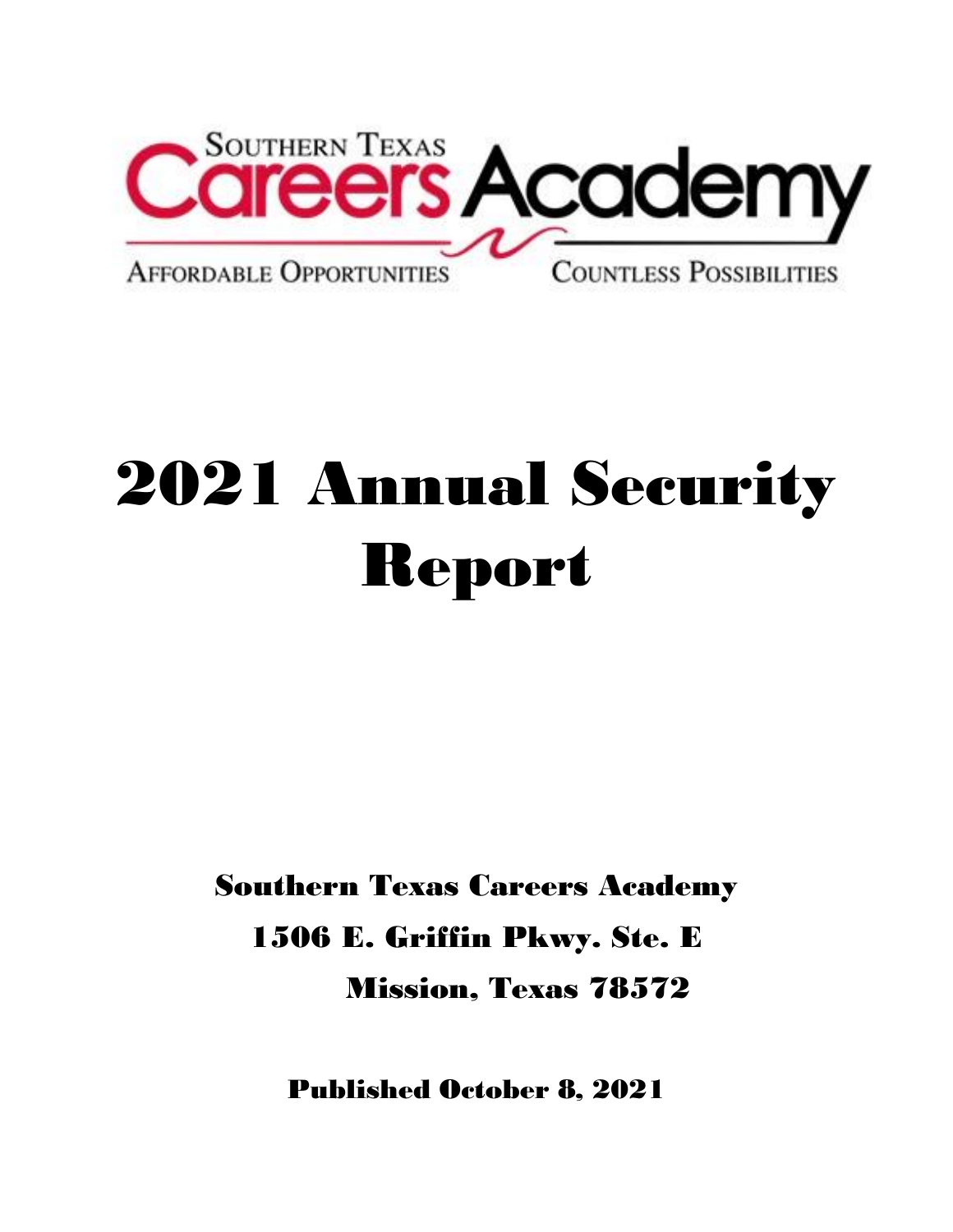SOUTHERN TEXAS

Careers Academy

AFFORDABLE OPPORTUNITIES COUNTLESS POSSIBILITIES

# 2021 Annual Security Report

**Southern Texas Careers Academy**

**1506 E. Griffin Pkwy. Ste. E**

**Mission, Texas 78572**

**Published October 8, 2021**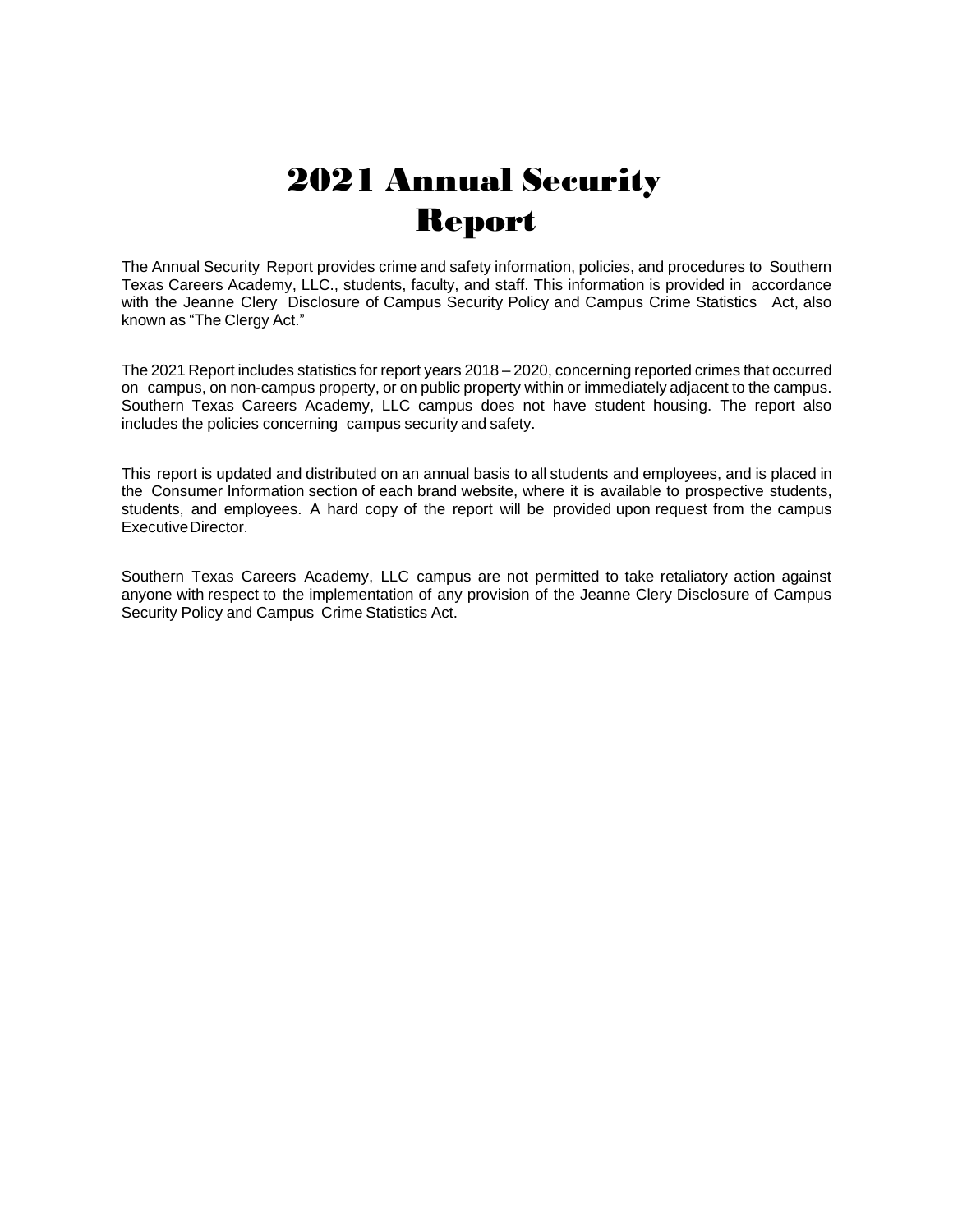# 2021 Annual Security Report

The Annual Security Report provides crime and safety information, policies, and procedures to Southern Texas Careers Academy, LLC., students, faculty, and staff. This information is provided in accordance with the Jeanne Clery Disclosure of Campus Security Policy and Campus Crime Statistics Act, also known as "The Clergy Act."

The 2021 Report includes statistics for report years 2018 – 2020, concerning reported crimes that occurred on campus, on non-campus property, or on public property within or immediately adjacent to the campus. Southern Texas Careers Academy, LLC campus does not have student housing. The report also includes the policies concerning campus security and safety.

This report is updated and distributed on an annual basis to all students and employees, and is placed in the Consumer Information section of each brand website, where it is available to prospective students, students, and employees. A hard copy of the report will be provided upon request from the campus Executive Director.

Southern Texas Careers Academy, LLC campus are not permitted to take retaliatory action against anyone with respect to the implementation of any provision of the Jeanne Clery Disclosure of Campus Security Policy and Campus Crime Statistics Act.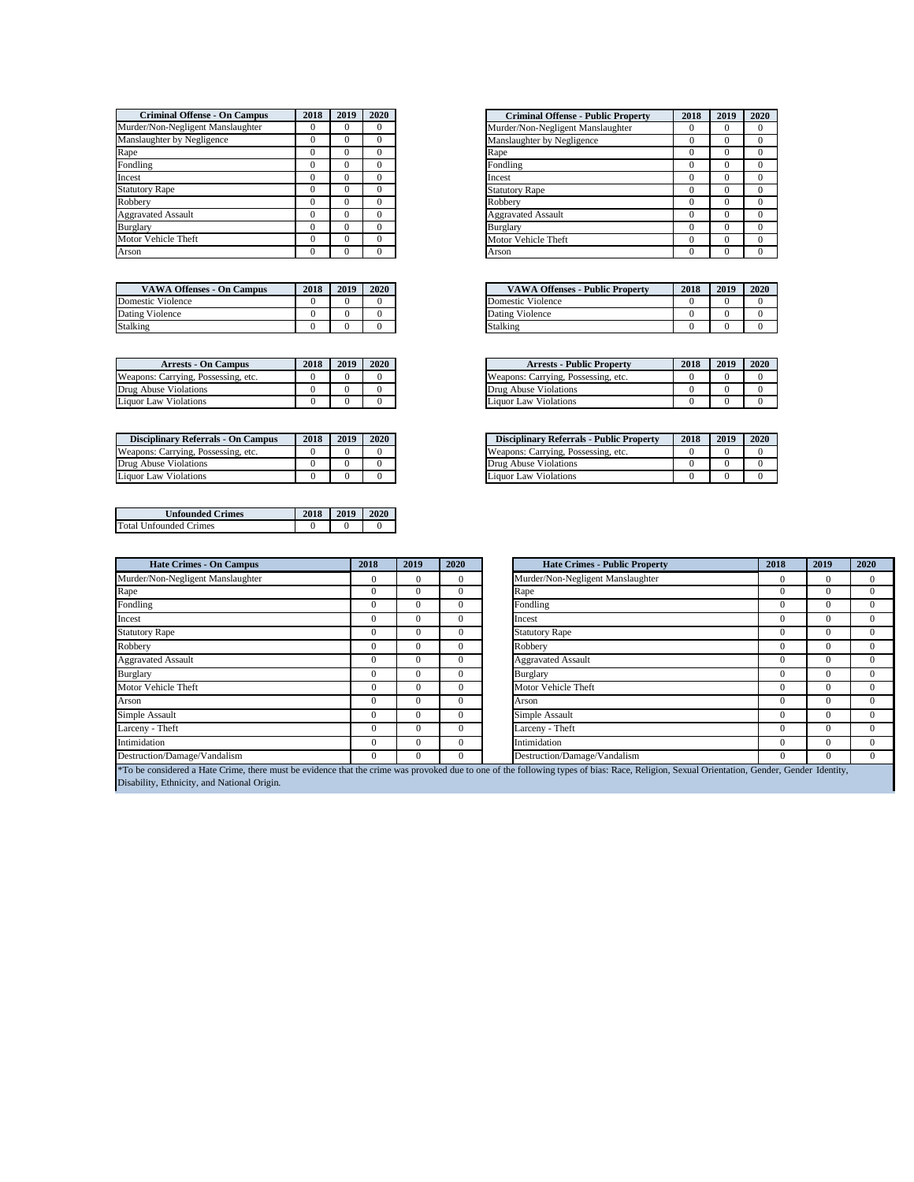| Criminal Offense - On Campus | 2018 | 2019 | 2020 |
|---|---|---|---|
| Murder/Non-Negligent Manslaughter | 0 | 0 | 0 |
| Manslaughter by Negligence | 0 | 0 | 0 |
| Rape | 0 | 0 | 0 |
| Fondling | 0 | 0 | 0 |
| Incest | 0 | 0 | 0 |
| Statutory Rape | 0 | 0 | 0 |
| Robbery | 0 | 0 | 0 |
| Aggravated Assault | 0 | 0 | 0 |
| Burglary | 0 | 0 | 0 |
| Motor Vehicle Theft | 0 | 0 | 0 |
| Arson | 0 | 0 | 0 |

| Criminal Offense - Public Property | 2018 | 2019 | 2020 |
|---|---|---|---|
| Murder/Non-Negligent Manslaughter | 0 | 0 | 0 |
| Manslaughter by Negligence | 0 | 0 | 0 |
| Rape | 0 | 0 | 0 |
| Fondling | 0 | 0 | 0 |
| Incest | 0 | 0 | 0 |
| Statutory Rape | 0 | 0 | 0 |
| Robbery | 0 | 0 | 0 |
| Aggravated Assault | 0 | 0 | 0 |
| Burglary | 0 | 0 | 0 |
| Motor Vehicle Theft | 0 | 0 | 0 |
| Arson | 0 | 0 | 0 |

| VAWA Offenses - On Campus | 2018 | 2019 | 2020 |
|---|---|---|---|
| Domestic Violence | 0 | 0 | 0 |
| Dating Violence | 0 | 0 | 0 |
| Stalking | 0 | 0 | 0 |

| VAWA Offenses - Public Property | 2018 | 2019 | 2020 |
|---|---|---|---|
| Domestic Violence | 0 | 0 | 0 |
| Dating Violence | 0 | 0 | 0 |
| Stalking | 0 | 0 | 0 |

| Arrests - On Campus | 2018 | 2019 | 2020 |
|---|---|---|---|
| Weapons: Carrying, Possessing, etc. | 0 | 0 | 0 |
| Drug Abuse Violations | 0 | 0 | 0 |
| Liquor Law Violations | 0 | 0 | 0 |

| Arrests - Public Property | 2018 | 2019 | 2020 |
|---|---|---|---|
| Weapons: Carrying, Possessing, etc. | 0 | 0 | 0 |
| Drug Abuse Violations | 0 | 0 | 0 |
| Liquor Law Violations | 0 | 0 | 0 |

| Disciplinary Referrals - On Campus | 2018 | 2019 | 2020 |
|---|---|---|---|
| Weapons: Carrying, Possessing, etc. | 0 | 0 | 0 |
| Drug Abuse Violations | 0 | 0 | 0 |
| Liquor Law Violations | 0 | 0 | 0 |

| Disciplinary Referrals - Public Property | 2018 | 2019 | 2020 |
|---|---|---|---|
| Weapons: Carrying, Possessing, etc. | 0 | 0 | 0 |
| Drug Abuse Violations | 0 | 0 | 0 |
| Liquor Law Violations | 0 | 0 | 0 |

| Unfounded Crimes | 2018 | 2019 | 2020 |
|---|---|---|---|
| Total Unfounded Crimes | 0 | 0 | 0 |

| Hate Crimes - On Campus | 2018 | 2019 | 2020 |
|---|---|---|---|
| Murder/Non-Negligent Manslaughter | 0 | 0 | 0 |
| Rape | 0 | 0 | 0 |
| Fondling | 0 | 0 | 0 |
| Incest | 0 | 0 | 0 |
| Statutory Rape | 0 | 0 | 0 |
| Robbery | 0 | 0 | 0 |
| Aggravated Assault | 0 | 0 | 0 |
| Burglary | 0 | 0 | 0 |
| Motor Vehicle Theft | 0 | 0 | 0 |
| Arson | 0 | 0 | 0 |
| Simple Assault | 0 | 0 | 0 |
| Larceny - Theft | 0 | 0 | 0 |
| Intimidation | 0 | 0 | 0 |
| Destruction/Damage/Vandalism | 0 | 0 | 0 |

| Hate Crimes - Public Property | 2018 | 2019 | 2020 |
|---|---|---|---|
| Murder/Non-Negligent Manslaughter | 0 | 0 | 0 |
| Rape | 0 | 0 | 0 |
| Fondling | 0 | 0 | 0 |
| Incest | 0 | 0 | 0 |
| Statutory Rape | 0 | 0 | 0 |
| Robbery | 0 | 0 | 0 |
| Aggravated Assault | 0 | 0 | 0 |
| Burglary | 0 | 0 | 0 |
| Motor Vehicle Theft | 0 | 0 | 0 |
| Arson | 0 | 0 | 0 |
| Simple Assault | 0 | 0 | 0 |
| Larceny - Theft | 0 | 0 | 0 |
| Intimidation | 0 | 0 | 0 |
| Destruction/Damage/Vandalism | 0 | 0 | 0 |

*To be considered a Hate Crime, there must be evidence that the crime was provoked due to one of the following types of bias: Race, Religion, Sexual Orientation, Gender, Gender Identity, Disability, Ethnicity, and National Origin.